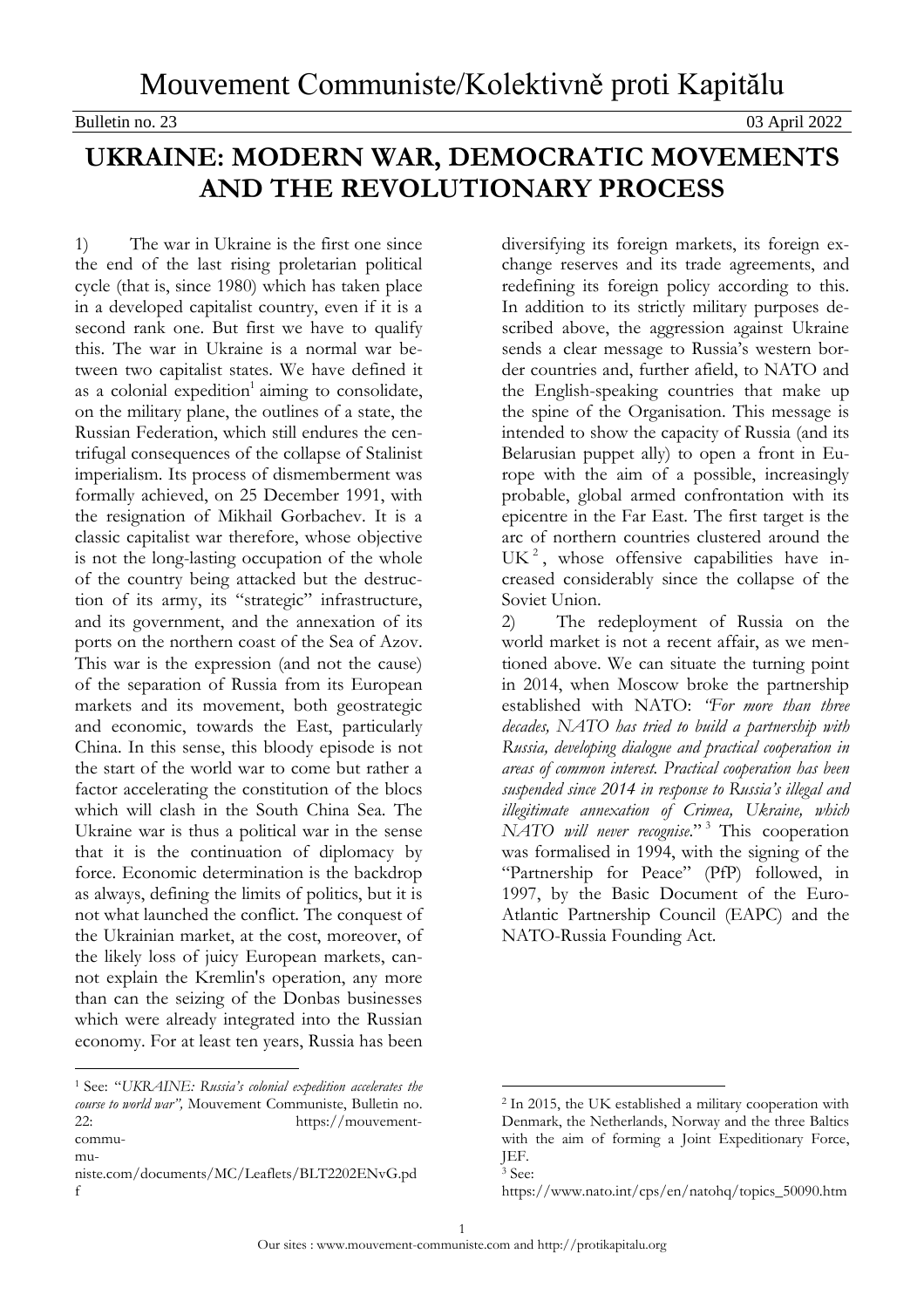# Mouvement Communiste/Kolektivně proti Kapitălu

Bulletin no. 23 — 03 April 2022

## UKRAINE: MODERN WAR, DEMOCRATIC MOVEMENTS AND THE REVOLUTIONARY PROCESS

1) The war in Ukraine is the first one since the end of the last rising proletarian political cycle (that is, since 1980) which has taken place in a developed capitalist country, even if it is a second rank one. But first we have to qualify this. The war in Ukraine is a normal war between two capitalist states. We have defined it as a colonial expedition[1] aiming to consolidate, on the military plane, the outlines of a state, the Russian Federation, which still endures the centrifugal consequences of the collapse of Stalinist imperialism. Its process of dismemberment was formally achieved, on 25 December 1991, with the resignation of Mikhail Gorbachev. It is a classic capitalist war therefore, whose objective is not the long-lasting occupation of the whole of the country being attacked but the destruction of its army, its "strategic" infrastructure, and its government, and the annexation of its ports on the northern coast of the Sea of Azov. This war is the expression (and not the cause) of the separation of Russia from its European markets and its movement, both geostrategic and economic, towards the East, particularly China. In this sense, this bloody episode is not the start of the world war to come but rather a factor accelerating the constitution of the blocs which will clash in the South China Sea. The Ukraine war is thus a political war in the sense that it is the continuation of diplomacy by force. Economic determination is the backdrop as always, defining the limits of politics, but it is not what launched the conflict. The conquest of the Ukrainian market, at the cost, moreover, of the likely loss of juicy European markets, cannot explain the Kremlin's operation, any more than can the seizing of the Donbas businesses which were already integrated into the Russian economy. For at least ten years, Russia has been diversifying its foreign markets, its foreign exchange reserves and its trade agreements, and redefining its foreign policy according to this. In addition to its strictly military purposes described above, the aggression against Ukraine sends a clear message to Russia's western border countries and, further afield, to NATO and the English-speaking countries that make up the spine of the Organisation. This message is intended to show the capacity of Russia (and its Belarusian puppet ally) to open a front in Europe with the aim of a possible, increasingly probable, global armed confrontation with its epicentre in the Far East. The first target is the arc of northern countries clustered around the UK[2], whose offensive capabilities have increased considerably since the collapse of the Soviet Union.

2) The redeployment of Russia on the world market is not a recent affair, as we mentioned above. We can situate the turning point in 2014, when Moscow broke the partnership established with NATO: *"For more than three decades, NATO has tried to build a partnership with Russia, developing dialogue and practical cooperation in areas of common interest. Practical cooperation has been suspended since 2014 in response to Russia's illegal and illegitimate annexation of Crimea, Ukraine, which NATO will never recognise."*[3] This cooperation was formalised in 1994, with the signing of the "Partnership for Peace" (PfP) followed, in 1997, by the Basic Document of the Euro-Atlantic Partnership Council (EAPC) and the NATO-Russia Founding Act.

---

[1] See: "*UKRAINE: Russia's colonial expedition accelerates the course to world war*", Mouvement Communiste, Bulletin no. 22: https://mouvement-communiste.com/documents/MC/Leaflets/BLT2202ENvG.pdf

[2] In 2015, the UK established a military cooperation with Denmark, the Netherlands, Norway and the three Baltics with the aim of forming a Joint Expeditionary Force, JEF.

[3] See: https://www.nato.int/cps/en/natohq/topics_50090.htm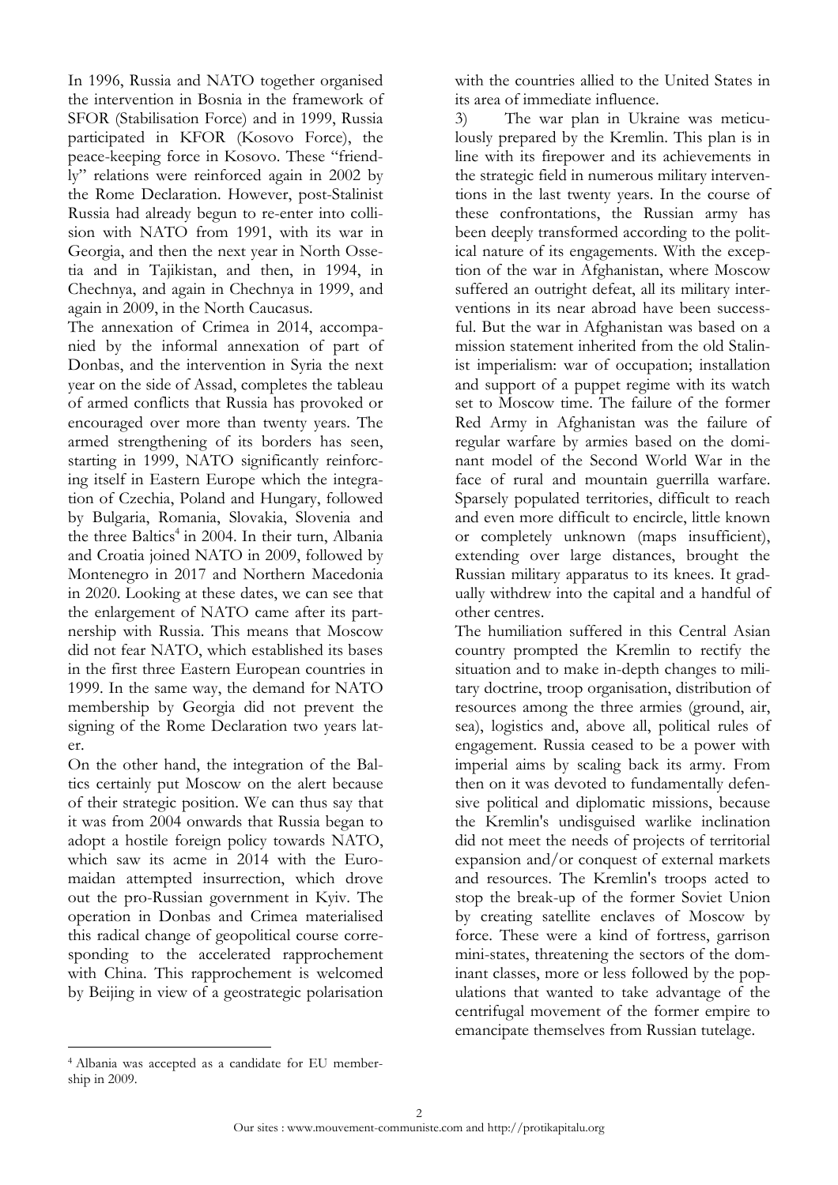In 1996, Russia and NATO together organised the intervention in Bosnia in the framework of SFOR (Stabilisation Force) and in 1999, Russia participated in KFOR (Kosovo Force), the peace-keeping force in Kosovo. These "friendly" relations were reinforced again in 2002 by the Rome Declaration. However, post-Stalinist Russia had already begun to re-enter into collision with NATO from 1991, with its war in Georgia, and then the next year in North Ossetia and in Tajikistan, and then, in 1994, in Chechnya, and again in Chechnya in 1999, and again in 2009, in the North Caucasus.

The annexation of Crimea in 2014, accompanied by the informal annexation of part of Donbas, and the intervention in Syria the next year on the side of Assad, completes the tableau of armed conflicts that Russia has provoked or encouraged over more than twenty years. The armed strengthening of its borders has seen, starting in 1999, NATO significantly reinforcing itself in Eastern Europe which the integration of Czechia, Poland and Hungary, followed by Bulgaria, Romania, Slovakia, Slovenia and the three Baltics[4] in 2004. In their turn, Albania and Croatia joined NATO in 2009, followed by Montenegro in 2017 and Northern Macedonia in 2020. Looking at these dates, we can see that the enlargement of NATO came after its partnership with Russia. This means that Moscow did not fear NATO, which established its bases in the first three Eastern European countries in 1999. In the same way, the demand for NATO membership by Georgia did not prevent the signing of the Rome Declaration two years later.

On the other hand, the integration of the Baltics certainly put Moscow on the alert because of their strategic position. We can thus say that it was from 2004 onwards that Russia began to adopt a hostile foreign policy towards NATO, which saw its acme in 2014 with the Euromaidan attempted insurrection, which drove out the pro-Russian government in Kyiv. The operation in Donbas and Crimea materialised this radical change of geopolitical course corresponding to the accelerated rapprochement with China. This rapprochement is welcomed by Beijing in view of a geostrategic polarisation with the countries allied to the United States in its area of immediate influence.

3) The war plan in Ukraine was meticulously prepared by the Kremlin. This plan is in line with its firepower and its achievements in the strategic field in numerous military interventions in the last twenty years. In the course of these confrontations, the Russian army has been deeply transformed according to the political nature of its engagements. With the exception of the war in Afghanistan, where Moscow suffered an outright defeat, all its military interventions in its near abroad have been successful. But the war in Afghanistan was based on a mission statement inherited from the old Stalinist imperialism: war of occupation; installation and support of a puppet regime with its watch set to Moscow time. The failure of the former Red Army in Afghanistan was the failure of regular warfare by armies based on the dominant model of the Second World War in the face of rural and mountain guerrilla warfare. Sparsely populated territories, difficult to reach and even more difficult to encircle, little known or completely unknown (maps insufficient), extending over large distances, brought the Russian military apparatus to its knees. It gradually withdrew into the capital and a handful of other centres.

The humiliation suffered in this Central Asian country prompted the Kremlin to rectify the situation and to make in-depth changes to military doctrine, troop organisation, distribution of resources among the three armies (ground, air, sea), logistics and, above all, political rules of engagement. Russia ceased to be a power with imperial aims by scaling back its army. From then on it was devoted to fundamentally defensive political and diplomatic missions, because the Kremlin's undisguised warlike inclination did not meet the needs of projects of territorial expansion and/or conquest of external markets and resources. The Kremlin's troops acted to stop the break-up of the former Soviet Union by creating satellite enclaves of Moscow by force. These were a kind of fortress, garrison mini-states, threatening the sectors of the dominant classes, more or less followed by the populations that wanted to take advantage of the centrifugal movement of the former empire to emancipate themselves from Russian tutelage.

[4] Albania was accepted as a candidate for EU membership in 2009.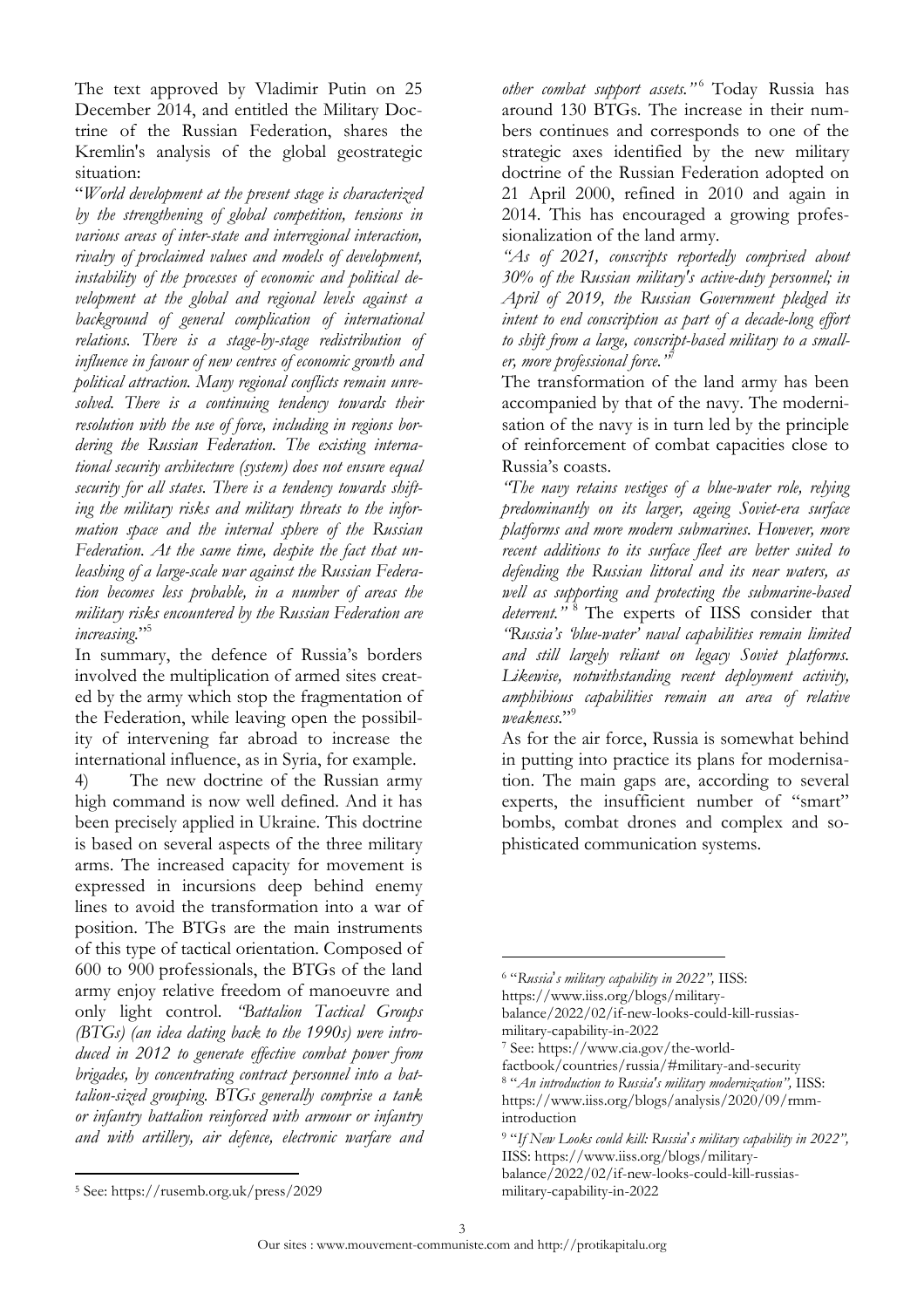The text approved by Vladimir Putin on 25 December 2014, and entitled the Military Doctrine of the Russian Federation, shares the Kremlin's analysis of the global geostrategic situation:

"*World development at the present stage is characterized by the strengthening of global competition, tensions in various areas of inter-state and interregional interaction, rivalry of proclaimed values and models of development, instability of the processes of economic and political development at the global and regional levels against a background of general complication of international relations. There is a stage-by-stage redistribution of influence in favour of new centres of economic growth and political attraction. Many regional conflicts remain unresolved. There is a continuing tendency towards their resolution with the use of force, including in regions bordering the Russian Federation. The existing international security architecture (system) does not ensure equal security for all states. There is a tendency towards shifting the military risks and military threats to the information space and the internal sphere of the Russian Federation. At the same time, despite the fact that unleashing of a large-scale war against the Russian Federation becomes less probable, in a number of areas the military risks encountered by the Russian Federation are increasing.*"[5]

In summary, the defence of Russia's borders involved the multiplication of armed sites created by the army which stop the fragmentation of the Federation, while leaving open the possibility of intervening far abroad to increase the international influence, as in Syria, for example.

4) The new doctrine of the Russian army high command is now well defined. And it has been precisely applied in Ukraine. This doctrine is based on several aspects of the three military arms. The increased capacity for movement is expressed in incursions deep behind enemy lines to avoid the transformation into a war of position. The BTGs are the main instruments of this type of tactical orientation. Composed of 600 to 900 professionals, the BTGs of the land army enjoy relative freedom of manoeuvre and only light control. *"Battalion Tactical Groups (BTGs) (an idea dating back to the 1990s) were introduced in 2012 to generate effective combat power from brigades, by concentrating contract personnel into a battalion-sized grouping. BTGs generally comprise a tank or infantry battalion reinforced with armour or infantry and with artillery, air defence, electronic warfare and other combat support assets."*[6] Today Russia has around 130 BTGs. The increase in their numbers continues and corresponds to one of the strategic axes identified by the new military doctrine of the Russian Federation adopted on 21 April 2000, refined in 2010 and again in 2014. This has encouraged a growing professionalization of the land army.

*"As of 2021, conscripts reportedly comprised about 30% of the Russian military's active-duty personnel; in April of 2019, the Russian Government pledged its intent to end conscription as part of a decade-long effort to shift from a large, conscript-based military to a smaller, more professional force."*[7]

The transformation of the land army has been accompanied by that of the navy. The modernisation of the navy is in turn led by the principle of reinforcement of combat capacities close to Russia's coasts.

*"The navy retains vestiges of a blue-water role, relying predominantly on its larger, ageing Soviet-era surface platforms and more modern submarines. However, more recent additions to its surface fleet are better suited to defending the Russian littoral and its near waters, as well as supporting and protecting the submarine-based deterrent."*[8] The experts of IISS consider that *"Russia's 'blue-water' naval capabilities remain limited and still largely reliant on legacy Soviet platforms. Likewise, notwithstanding recent deployment activity, amphibious capabilities remain an area of relative weakness.*"[9]

As for the air force, Russia is somewhat behind in putting into practice its plans for modernisation. The main gaps are, according to several experts, the insufficient number of "smart" bombs, combat drones and complex and sophisticated communication systems.

---

[5] See: https://rusemb.org.uk/press/2029

[6] "*Russia's military capability in 2022",* IISS: https://www.iiss.org/blogs/military-balance/2022/02/if-new-looks-could-kill-russias-military-capability-in-2022

[7] See: https://www.cia.gov/the-world-factbook/countries/russia/#military-and-security

[8] "*An introduction to Russia's military modernization",* IISS: https://www.iiss.org/blogs/analysis/2020/09/rmm-introduction

[9] "*If New Looks could kill: Russia's military capability in 2022",* IISS: https://www.iiss.org/blogs/military-balance/2022/02/if-new-looks-could-kill-russias-military-capability-in-2022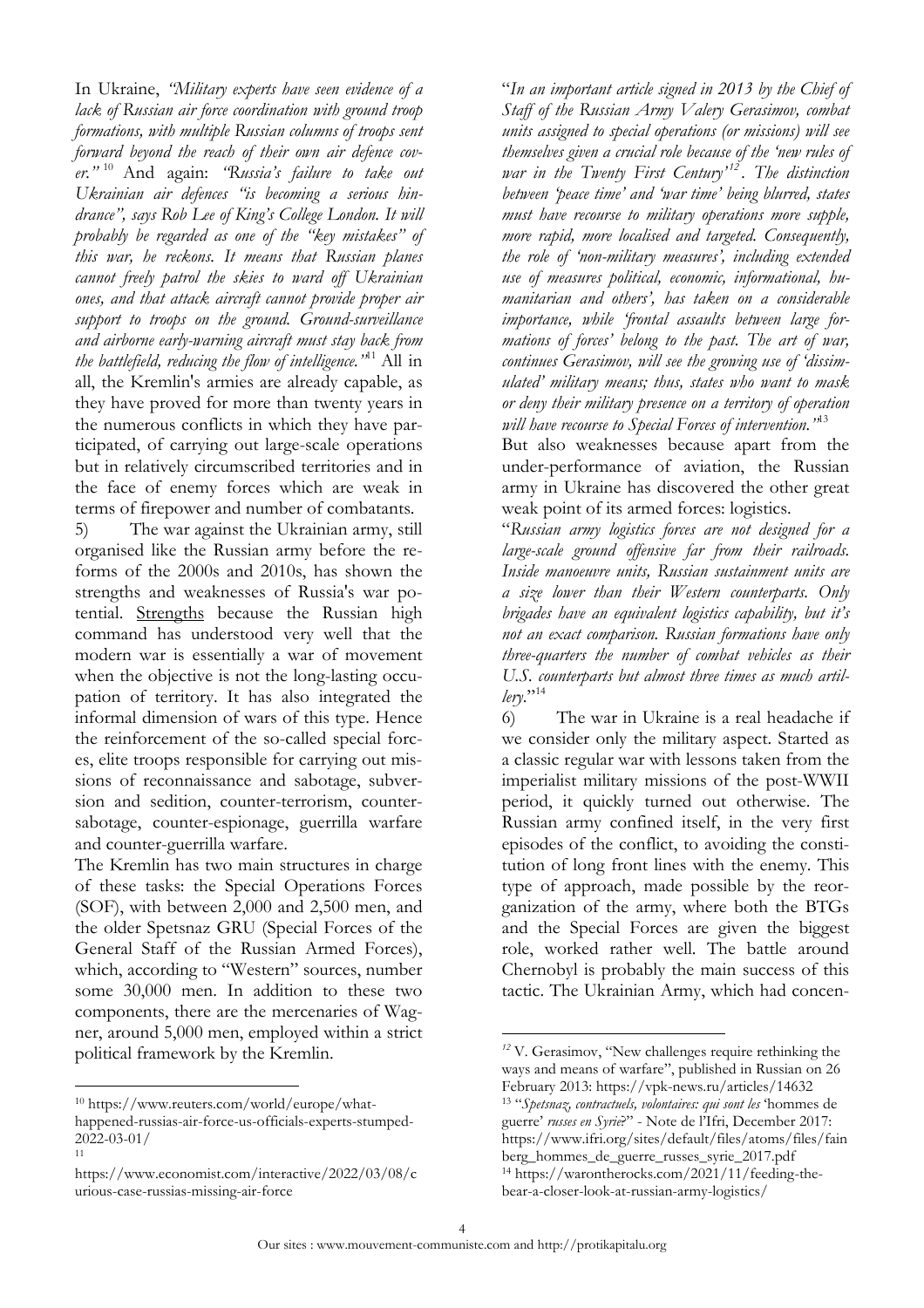In Ukraine, *"Military experts have seen evidence of a lack of Russian air force coordination with ground troop formations, with multiple Russian columns of troops sent forward beyond the reach of their own air defence cover."* [10] And again: *"Russia's failure to take out Ukrainian air defences "is becoming a serious hindrance", says Rob Lee of King's College London. It will probably be regarded as one of the "key mistakes" of this war, he reckons. It means that Russian planes cannot freely patrol the skies to ward off Ukrainian ones, and that attack aircraft cannot provide proper air support to troops on the ground. Ground-surveillance and airborne early-warning aircraft must stay back from the battlefield, reducing the flow of intelligence."* [11] All in all, the Kremlin's armies are already capable, as they have proved for more than twenty years in the numerous conflicts in which they have participated, of carrying out large-scale operations but in relatively circumscribed territories and in the face of enemy forces which are weak in terms of firepower and number of combatants.

5) The war against the Ukrainian army, still organised like the Russian army before the reforms of the 2000s and 2010s, has shown the strengths and weaknesses of Russia's war potential. Strengths because the Russian high command has understood very well that the modern war is essentially a war of movement when the objective is not the long-lasting occupation of territory. It has also integrated the informal dimension of wars of this type. Hence the reinforcement of the so-called special forces, elite troops responsible for carrying out missions of reconnaissance and sabotage, subversion and sedition, counter-terrorism, counter-sabotage, counter-espionage, guerrilla warfare and counter-guerrilla warfare.

The Kremlin has two main structures in charge of these tasks: the Special Operations Forces (SOF), with between 2,000 and 2,500 men, and the older Spetsnaz GRU (Special Forces of the General Staff of the Russian Armed Forces), which, according to "Western" sources, number some 30,000 men. In addition to these two components, there are the mercenaries of Wagner, around 5,000 men, employed within a strict political framework by the Kremlin.

"*In an important article signed in 2013 by the Chief of Staff of the Russian Army Valery Gerasimov, combat units assigned to special operations (or missions) will see themselves given a crucial role because of the 'new rules of war in the Twenty First Century'*[12]. *The distinction between 'peace time' and 'war time' being blurred, states must have recourse to military operations more supple, more rapid, more localised and targeted. Consequently, the role of 'non-military measures', including extended use of measures political, economic, informational, humanitarian and others', has taken on a considerable importance, while 'frontal assaults between large formations of forces' belong to the past. The art of war, continues Gerasimov, will see the growing use of 'dissimulated' military means; thus, states who want to mask or deny their military presence on a territory of operation will have recourse to Special Forces of intervention."*[13]

But also weaknesses because apart from the under-performance of aviation, the Russian army in Ukraine has discovered the other great weak point of its armed forces: logistics.

"*Russian army logistics forces are not designed for a large-scale ground offensive far from their railroads. Inside manoeuvre units, Russian sustainment units are a size lower than their Western counterparts. Only brigades have an equivalent logistics capability, but it's not an exact comparison. Russian formations have only three-quarters the number of combat vehicles as their U.S. counterparts but almost three times as much artillery.*"[14]

6) The war in Ukraine is a real headache if we consider only the military aspect. Started as a classic regular war with lessons taken from the imperialist military missions of the post-WWII period, it quickly turned out otherwise. The Russian army confined itself, in the very first episodes of the conflict, to avoiding the constitution of long front lines with the enemy. This type of approach, made possible by the reorganization of the army, where both the BTGs and the Special Forces are given the biggest role, worked rather well. The battle around Chernobyl is probably the main success of this tactic. The Ukrainian Army, which had concen-

---

[10] https://www.reuters.com/world/europe/what-happened-russias-air-force-us-officials-experts-stumped-2022-03-01/

[11] https://www.economist.com/interactive/2022/03/08/curious-case-russias-missing-air-force

[12] V. Gerasimov, "New challenges require rethinking the ways and means of warfare", published in Russian on 26 February 2013: https://vpk-news.ru/articles/14632

[13] "*Spetsnaz, contractuels, volontaires: qui sont les* 'hommes de guerre' *russes en Syrie*?" - Note de l'Ifri, December 2017: https://www.ifri.org/sites/default/files/atoms/files/fainberg_hommes_de_guerre_russes_syrie_2017.pdf

[14] https://warontherocks.com/2021/11/feeding-the-bear-a-closer-look-at-russian-army-logistics/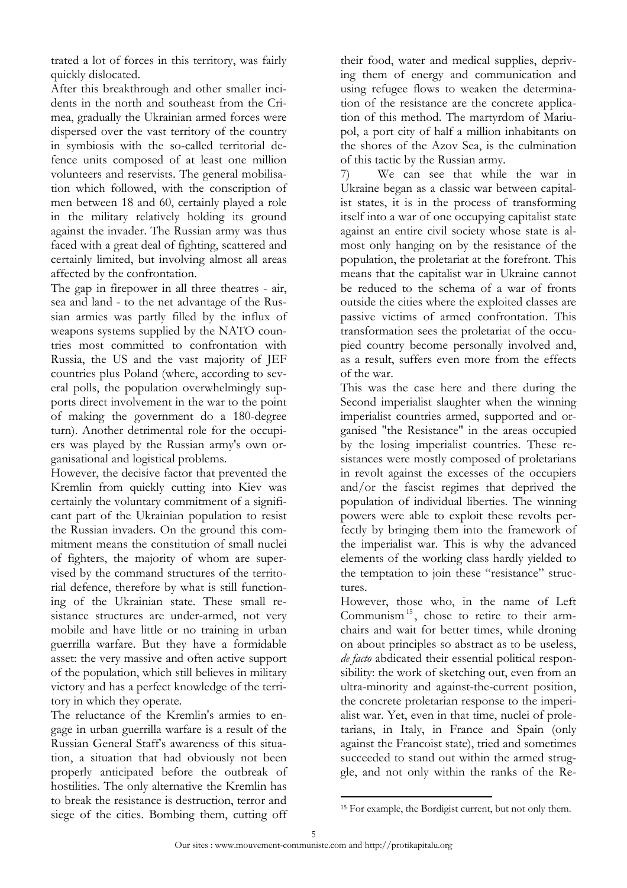trated a lot of forces in this territory, was fairly quickly dislocated.

After this breakthrough and other smaller incidents in the north and southeast from the Crimea, gradually the Ukrainian armed forces were dispersed over the vast territory of the country in symbiosis with the so-called territorial defence units composed of at least one million volunteers and reservists. The general mobilisation which followed, with the conscription of men between 18 and 60, certainly played a role in the military relatively holding its ground against the invader. The Russian army was thus faced with a great deal of fighting, scattered and certainly limited, but involving almost all areas affected by the confrontation.

The gap in firepower in all three theatres - air, sea and land - to the net advantage of the Russian armies was partly filled by the influx of weapons systems supplied by the NATO countries most committed to confrontation with Russia, the US and the vast majority of JEF countries plus Poland (where, according to several polls, the population overwhelmingly supports direct involvement in the war to the point of making the government do a 180-degree turn). Another detrimental role for the occupiers was played by the Russian army's own organisational and logistical problems.

However, the decisive factor that prevented the Kremlin from quickly cutting into Kiev was certainly the voluntary commitment of a significant part of the Ukrainian population to resist the Russian invaders. On the ground this commitment means the constitution of small nuclei of fighters, the majority of whom are supervised by the command structures of the territorial defence, therefore by what is still functioning of the Ukrainian state. These small resistance structures are under-armed, not very mobile and have little or no training in urban guerrilla warfare. But they have a formidable asset: the very massive and often active support of the population, which still believes in military victory and has a perfect knowledge of the territory in which they operate.

The reluctance of the Kremlin's armies to engage in urban guerrilla warfare is a result of the Russian General Staff's awareness of this situation, a situation that had obviously not been properly anticipated before the outbreak of hostilities. The only alternative the Kremlin has to break the resistance is destruction, terror and siege of the cities. Bombing them, cutting off their food, water and medical supplies, depriving them of energy and communication and using refugee flows to weaken the determination of the resistance are the concrete application of this method. The martyrdom of Mariupol, a port city of half a million inhabitants on the shores of the Azov Sea, is the culmination of this tactic by the Russian army.

7) We can see that while the war in Ukraine began as a classic war between capitalist states, it is in the process of transforming itself into a war of one occupying capitalist state against an entire civil society whose state is almost only hanging on by the resistance of the population, the proletariat at the forefront. This means that the capitalist war in Ukraine cannot be reduced to the schema of a war of fronts outside the cities where the exploited classes are passive victims of armed confrontation. This transformation sees the proletariat of the occupied country become personally involved and, as a result, suffers even more from the effects of the war.

This was the case here and there during the Second imperialist slaughter when the winning imperialist countries armed, supported and organised "the Resistance" in the areas occupied by the losing imperialist countries. These resistances were mostly composed of proletarians in revolt against the excesses of the occupiers and/or the fascist regimes that deprived the population of individual liberties. The winning powers were able to exploit these revolts perfectly by bringing them into the framework of the imperialist war. This is why the advanced elements of the working class hardly yielded to the temptation to join these "resistance" structures.

However, those who, in the name of Left Communism[15], chose to retire to their armchairs and wait for better times, while droning on about principles so abstract as to be useless, *de facto* abdicated their essential political responsibility: the work of sketching out, even from an ultra-minority and against-the-current position, the concrete proletarian response to the imperialist war. Yet, even in that time, nuclei of proletarians, in Italy, in France and Spain (only against the Francoist state), tried and sometimes succeeded to stand out within the armed struggle, and not only within the ranks of the Re-

[15] For example, the Bordigist current, but not only them.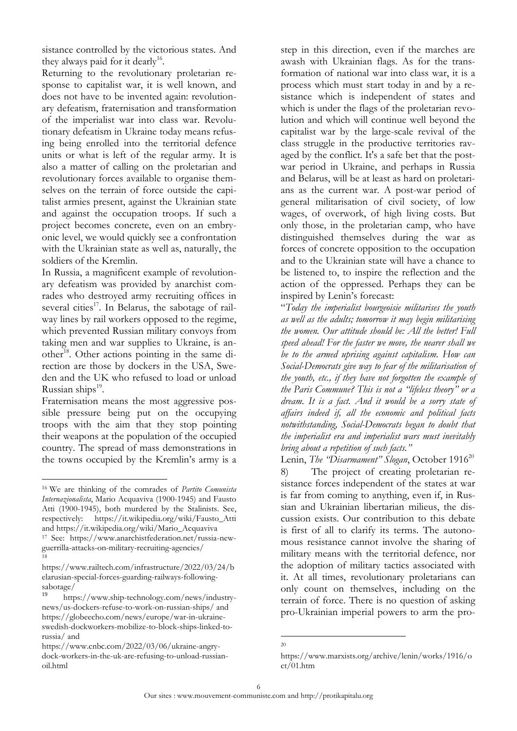sistance controlled by the victorious states. And they always paid for it dearly[16].

Returning to the revolutionary proletarian response to capitalist war, it is well known, and does not have to be invented again: revolutionary defeatism, fraternisation and transformation of the imperialist war into class war. Revolutionary defeatism in Ukraine today means refusing being enrolled into the territorial defence units or what is left of the regular army. It is also a matter of calling on the proletarian and revolutionary forces available to organise themselves on the terrain of force outside the capitalist armies present, against the Ukrainian state and against the occupation troops. If such a project becomes concrete, even on an embryonic level, we would quickly see a confrontation with the Ukrainian state as well as, naturally, the soldiers of the Kremlin.

In Russia, a magnificent example of revolutionary defeatism was provided by anarchist comrades who destroyed army recruiting offices in several cities[17]. In Belarus, the sabotage of railway lines by rail workers opposed to the regime, which prevented Russian military convoys from taking men and war supplies to Ukraine, is another[18]. Other actions pointing in the same direction are those by dockers in the USA, Sweden and the UK who refused to load or unload Russian ships[19].

Fraternisation means the most aggressive possible pressure being put on the occupying troops with the aim that they stop pointing their weapons at the population of the occupied country. The spread of mass demonstrations in the towns occupied by the Kremlin's army is a step in this direction, even if the marches are awash with Ukrainian flags. As for the transformation of national war into class war, it is a process which must start today in and by a resistance which is independent of states and which is under the flags of the proletarian revolution and which will continue well beyond the capitalist war by the large-scale revival of the class struggle in the productive territories ravaged by the conflict. It's a safe bet that the post-war period in Ukraine, and perhaps in Russia and Belarus, will be at least as hard on proletarians as the current war. A post-war period of general militarisation of civil society, of low wages, of overwork, of high living costs. But only those, in the proletarian camp, who have distinguished themselves during the war as forces of concrete opposition to the occupation and to the Ukrainian state will have a chance to be listened to, to inspire the reflection and the action of the oppressed. Perhaps they can be inspired by Lenin's forecast:

"*Today the imperialist bourgeoisie militarises the youth as well as the adults; tomorrow it may begin militarising the women. Our attitude should be: All the better! Full speed ahead! For the faster we move, the nearer shall we be to the armed uprising against capitalism. How can Social-Democrats give way to fear of the militarisation of the youth, etc., if they have not forgotten the example of the Paris Commune? This is not a "lifeless theory" or a dream. It is a fact. And it would be a sorry state of affairs indeed if, all the economic and political facts notwithstanding, Social-Democrats began to doubt that the imperialist era and imperialist wars must inevitably bring about a repetition of such facts.*"

Lenin, *The "Disarmament" Slogan*, October 1916[20]

8) The project of creating proletarian resistance forces independent of the states at war is far from coming to anything, even if, in Russian and Ukrainian libertarian milieus, the discussion exists. Our contribution to this debate is first of all to clarify its terms. The autonomous resistance cannot involve the sharing of military means with the territorial defence, nor the adoption of military tactics associated with it. At all times, revolutionary proletarians can only count on themselves, including on the terrain of force. There is no question of asking pro-Ukrainian imperial powers to arm the pro-

---

[16] We are thinking of the comrades of *Partito Comunista Internazionalista*, Mario Acquaviva (1900-1945) and Fausto Atti (1900-1945), both murdered by the Stalinists. See, respectively: https://it.wikipedia.org/wiki/Fausto_Atti and https://it.wikipedia.org/wiki/Mario_Acquaviva

[17] See: https://www.anarchistfederation.net/russia-new-guerrilla-attacks-on-military-recruiting-agencies/

[18] https://www.railtech.com/infrastructure/2022/03/24/belarusian-special-forces-guarding-railways-following-sabotage/

[19] https://www.ship-technology.com/news/industry-news/us-dockers-refuse-to-work-on-russian-ships/ and https://globeecho.com/news/europe/war-in-ukraine-swedish-dockworkers-mobilize-to-block-ships-linked-to-russia/ and https://www.cnbc.com/2022/03/06/ukraine-angry-dock-workers-in-the-uk-are-refusing-to-unload-russian-oil.html

[20] https://www.marxists.org/archive/lenin/works/1916/oct/01.htm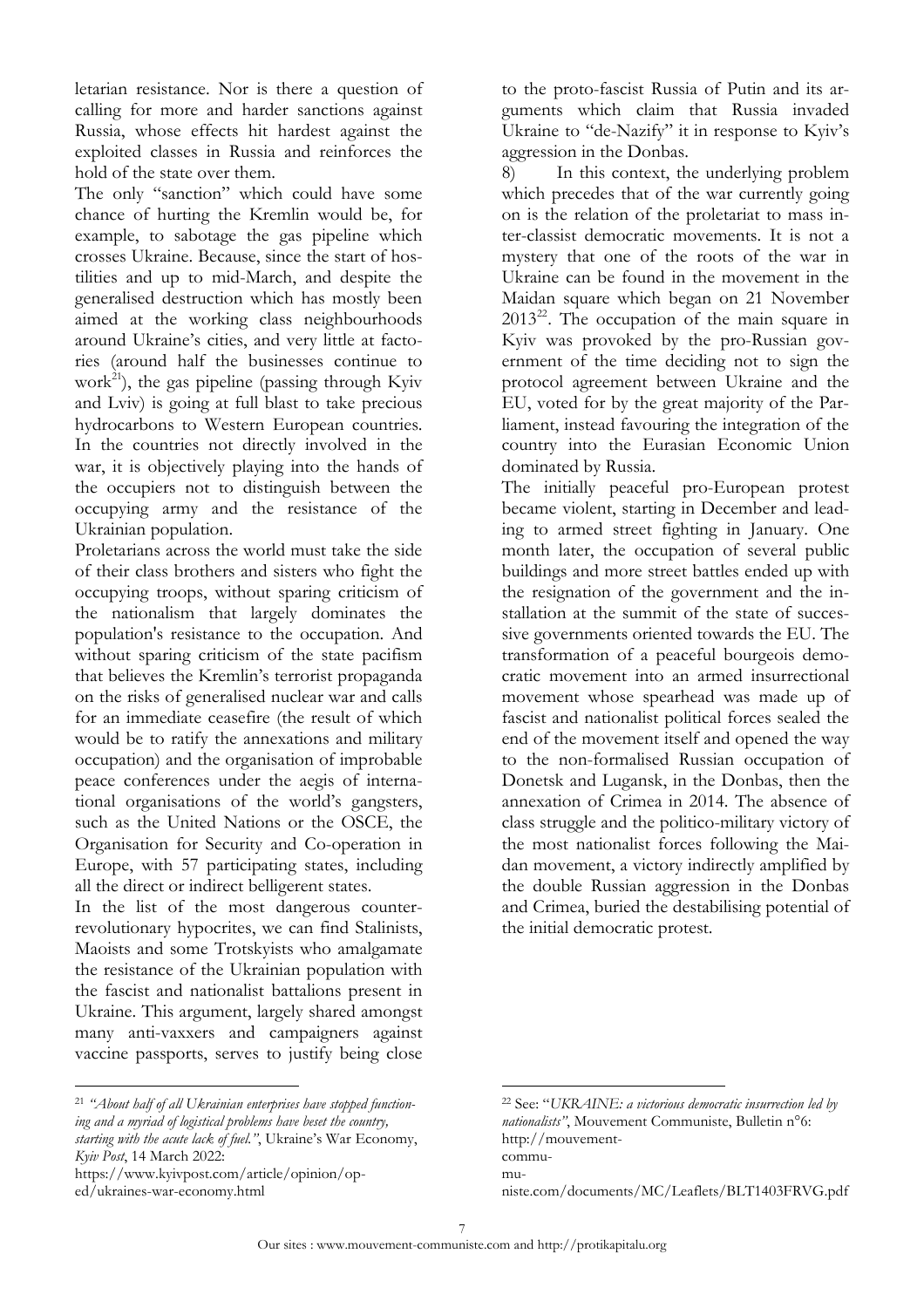letarian resistance. Nor is there a question of calling for more and harder sanctions against Russia, whose effects hit hardest against the exploited classes in Russia and reinforces the hold of the state over them.

The only "sanction" which could have some chance of hurting the Kremlin would be, for example, to sabotage the gas pipeline which crosses Ukraine. Because, since the start of hostilities and up to mid-March, and despite the generalised destruction which has mostly been aimed at the working class neighbourhoods around Ukraine's cities, and very little at factories (around half the businesses continue to work[21]), the gas pipeline (passing through Kyiv and Lviv) is going at full blast to take precious hydrocarbons to Western European countries. In the countries not directly involved in the war, it is objectively playing into the hands of the occupiers not to distinguish between the occupying army and the resistance of the Ukrainian population.

Proletarians across the world must take the side of their class brothers and sisters who fight the occupying troops, without sparing criticism of the nationalism that largely dominates the population's resistance to the occupation. And without sparing criticism of the state pacifism that believes the Kremlin's terrorist propaganda on the risks of generalised nuclear war and calls for an immediate ceasefire (the result of which would be to ratify the annexations and military occupation) and the organisation of improbable peace conferences under the aegis of international organisations of the world's gangsters, such as the United Nations or the OSCE, the Organisation for Security and Co-operation in Europe, with 57 participating states, including all the direct or indirect belligerent states.

In the list of the most dangerous counter-revolutionary hypocrites, we can find Stalinists, Maoists and some Trotskyists who amalgamate the resistance of the Ukrainian population with the fascist and nationalist battalions present in Ukraine. This argument, largely shared amongst many anti-vaxxers and campaigners against vaccine passports, serves to justify being close to the proto-fascist Russia of Putin and its arguments which claim that Russia invaded Ukraine to "de-Nazify" it in response to Kyiv's aggression in the Donbas.

8) In this context, the underlying problem which precedes that of the war currently going on is the relation of the proletariat to mass inter-classist democratic movements. It is not a mystery that one of the roots of the war in Ukraine can be found in the movement in the Maidan square which began on 21 November 2013[22]. The occupation of the main square in Kyiv was provoked by the pro-Russian government of the time deciding not to sign the protocol agreement between Ukraine and the EU, voted for by the great majority of the Parliament, instead favouring the integration of the country into the Eurasian Economic Union dominated by Russia.

The initially peaceful pro-European protest became violent, starting in December and leading to armed street fighting in January. One month later, the occupation of several public buildings and more street battles ended up with the resignation of the government and the installation at the summit of the state of successive governments oriented towards the EU. The transformation of a peaceful bourgeois democratic movement into an armed insurrectional movement whose spearhead was made up of fascist and nationalist political forces sealed the end of the movement itself and opened the way to the non-formalised Russian occupation of Donetsk and Lugansk, in the Donbas, then the annexation of Crimea in 2014. The absence of class struggle and the politico-military victory of the most nationalist forces following the Maidan movement, a victory indirectly amplified by the double Russian aggression in the Donbas and Crimea, buried the destabilising potential of the initial democratic protest.

---

[21] *"About half of all Ukrainian enterprises have stopped functioning and a myriad of logistical problems have beset the country, starting with the acute lack of fuel."*, Ukraine's War Economy, *Kyiv Post*, 14 March 2022: https://www.kyivpost.com/article/opinion/op-ed/ukraines-war-economy.html

[22] See: "*UKRAINE: a victorious democratic insurrection led by nationalists"*, Mouvement Communiste, Bulletin n°6: http://mouvement-communiste.com/documents/MC/Leaflets/BLT1403FRVG.pdf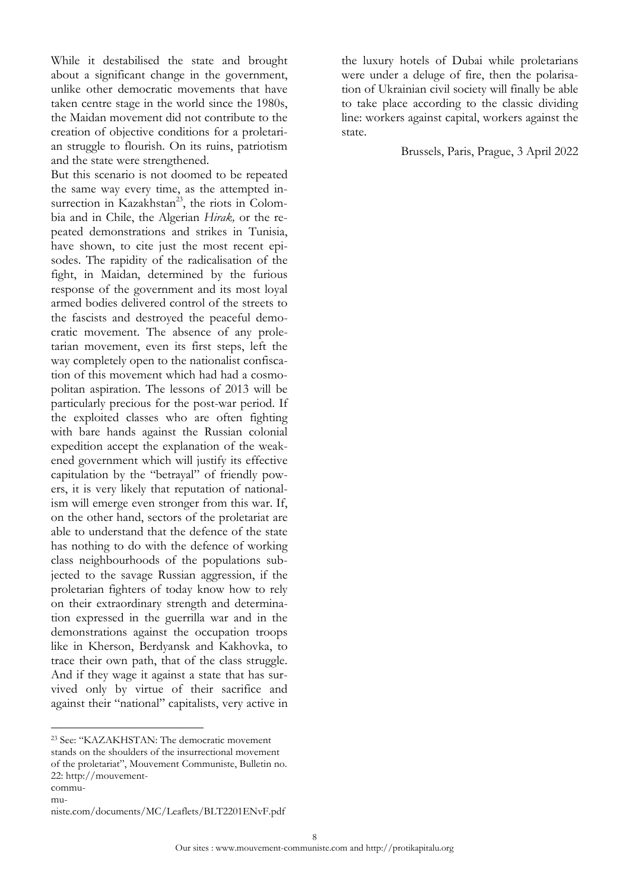While it destabilised the state and brought about a significant change in the government, unlike other democratic movements that have taken centre stage in the world since the 1980s, the Maidan movement did not contribute to the creation of objective conditions for a proletarian struggle to flourish. On its ruins, patriotism and the state were strengthened.

But this scenario is not doomed to be repeated the same way every time, as the attempted insurrection in Kazakhstan[23], the riots in Colombia and in Chile, the Algerian *Hirak,* or the repeated demonstrations and strikes in Tunisia, have shown, to cite just the most recent episodes. The rapidity of the radicalisation of the fight, in Maidan, determined by the furious response of the government and its most loyal armed bodies delivered control of the streets to the fascists and destroyed the peaceful democratic movement. The absence of any proletarian movement, even its first steps, left the way completely open to the nationalist confiscation of this movement which had had a cosmopolitan aspiration. The lessons of 2013 will be particularly precious for the post-war period. If the exploited classes who are often fighting with bare hands against the Russian colonial expedition accept the explanation of the weakened government which will justify its effective capitulation by the "betrayal" of friendly powers, it is very likely that reputation of nationalism will emerge even stronger from this war. If, on the other hand, sectors of the proletariat are able to understand that the defence of the state has nothing to do with the defence of working class neighbourhoods of the populations subjected to the savage Russian aggression, if the proletarian fighters of today know how to rely on their extraordinary strength and determination expressed in the guerrilla war and in the demonstrations against the occupation troops like in Kherson, Berdyansk and Kakhovka, to trace their own path, that of the class struggle. And if they wage it against a state that has survived only by virtue of their sacrifice and against their "national" capitalists, very active in the luxury hotels of Dubai while proletarians were under a deluge of fire, then the polarisation of Ukrainian civil society will finally be able to take place according to the classic dividing line: workers against capital, workers against the state.

Brussels, Paris, Prague, 3 April 2022

---

[23] See: "KAZAKHSTAN: The democratic movement stands on the shoulders of the insurrectional movement of the proletariat", Mouvement Communiste, Bulletin no. 22: http://mouvement-communiste.com/documents/MC/Leaflets/BLT2201ENvF.pdf